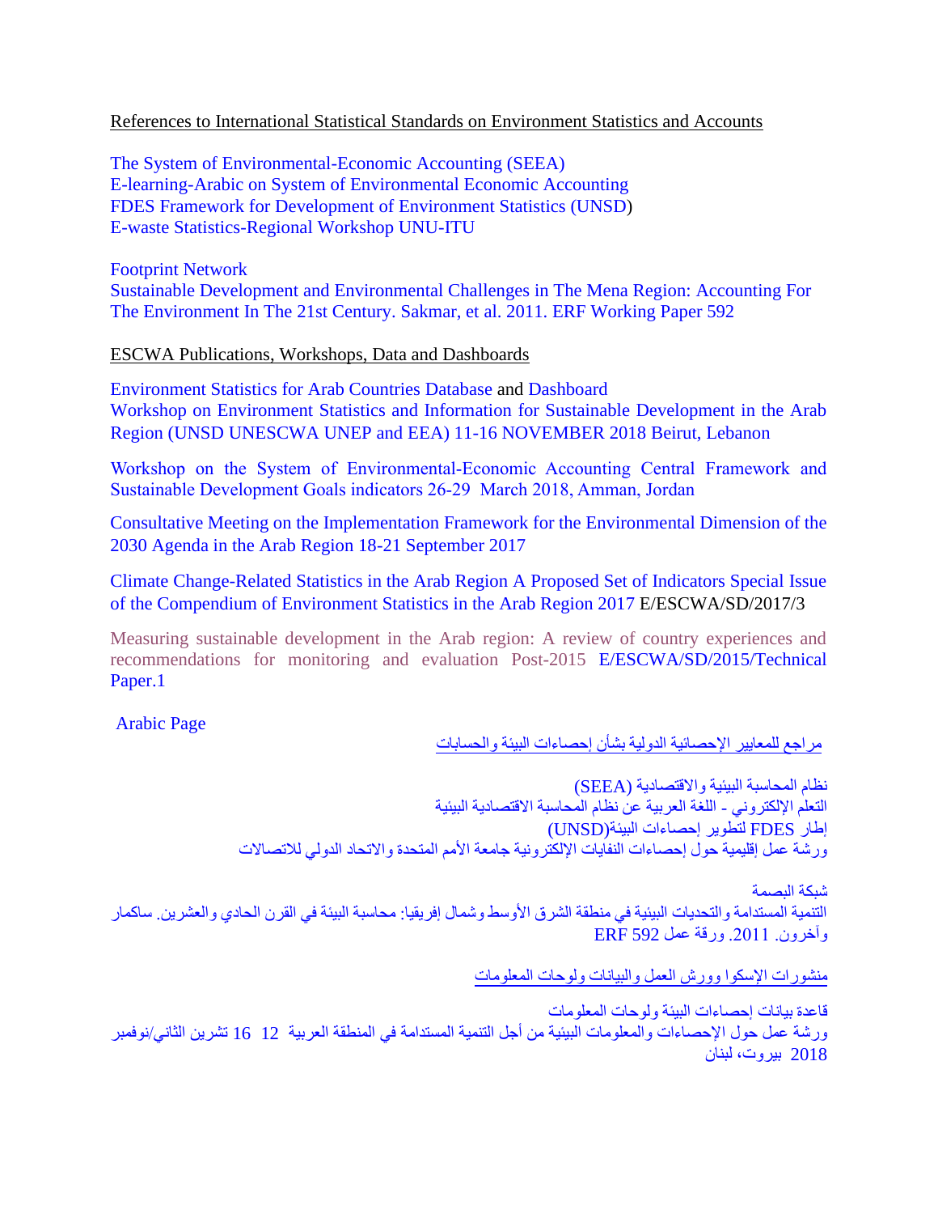References to International Statistical Standards on Environment Statistics and Accounts

The System of Environmental-Economic Accounting (SEEA)
E-learning-Arabic on System of Environmental Economic Accounting
FDES Framework for Development of Environment Statistics (UNSD)
E-waste Statistics-Regional Workshop UNU-ITU

Footprint Network
Sustainable Development and Environmental Challenges in The Mena Region: Accounting For The Environment In The 21st Century. Sakmar, et al. 2011. ERF Working Paper 592

ESCWA Publications, Workshops, Data and Dashboards

Environment Statistics for Arab Countries Database and Dashboard
Workshop on Environment Statistics and Information for Sustainable Development in the Arab Region (UNSD UNESCWA UNEP and EEA) 11-16 NOVEMBER 2018 Beirut, Lebanon

Workshop on the System of Environmental-Economic Accounting Central Framework and Sustainable Development Goals indicators 26-29 March 2018, Amman, Jordan

Consultative Meeting on the Implementation Framework for the Environmental Dimension of the 2030 Agenda in the Arab Region 18-21 September 2017

Climate Change-Related Statistics in the Arab Region A Proposed Set of Indicators Special Issue of the Compendium of Environment Statistics in the Arab Region 2017 E/ESCWA/SD/2017/3

Measuring sustainable development in the Arab region: A review of country experiences and recommendations for monitoring and evaluation Post-2015 E/ESCWA/SD/2015/Technical Paper.1

Arabic Page

مراجع للمعايير الإحصائية الدولية بشأن إحصاءات البيئة والحسابات

نظام المحاسبة البيئية والاقتصادية (SEEA)
التعلم الإلكتروني - اللغة العربية عن نظام المحاسبة الاقتصادية البيئية
إطار FDES لتطوير إحصاءات البيئة(UNSD)
ورشة عمل إقليمية حول إحصاءات النفايات الإلكترونية جامعة الأمم المتحدة والاتحاد الدولي للاتصالات

شبكة البصمة
التنمية المستدامة والتحديات البيئية في منطقة الشرق الأوسط وشمال إفريقيا: محاسبة البيئة في القرن الحادي والعشرين. ساكمار وآخرون. 2011. ورقة عمل ERF 592

منشورات الإسكوا وورش العمل والبيانات ولوحات المعلومات

قاعدة بيانات إحصاءات البيئة ولوحات المعلومات
ورشة عمل حول الإحصاءات والمعلومات البيئية من أجل التنمية المستدامة في المنطقة العربية 12 16 تشرين الثاني/نوفمبر 2018 بيروت، لبنان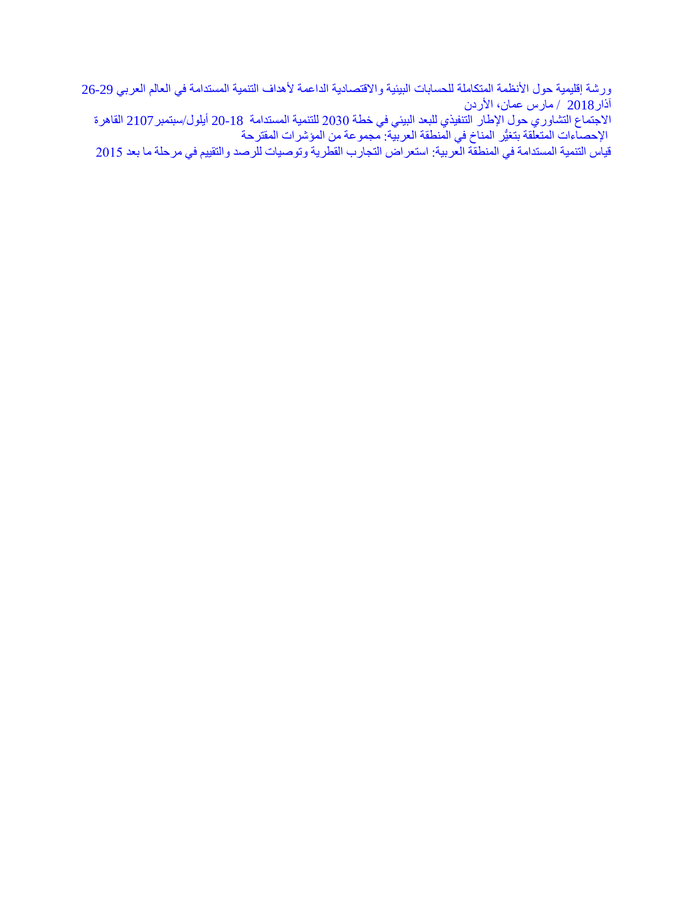ورشة إقليمية حول الأنظمة المتكاملة للحسابات البيئية والاقتصادية الداعمة لأهداف التنمية المستدامة في العالم العربي 26-29 آذار 2018 / مارس عمان، الأردن

الاجتماع التشاوري حول الإطار التنفيذي للبعد البيئي في خطة 2030 للتنمية المستدامة 18-20 أيلول/سبتمبر 2107 القاهرة

الإحصاءات المتعلقة بتغيُّر المناخ في المنطقة العربية: مجموعة من المؤشرات المقترحة

قياس التنمية المستدامة في المنطقة العربية: استعراض التجارب القطرية وتوصيات للرصد والتقييم في مرحلة ما بعد 2015